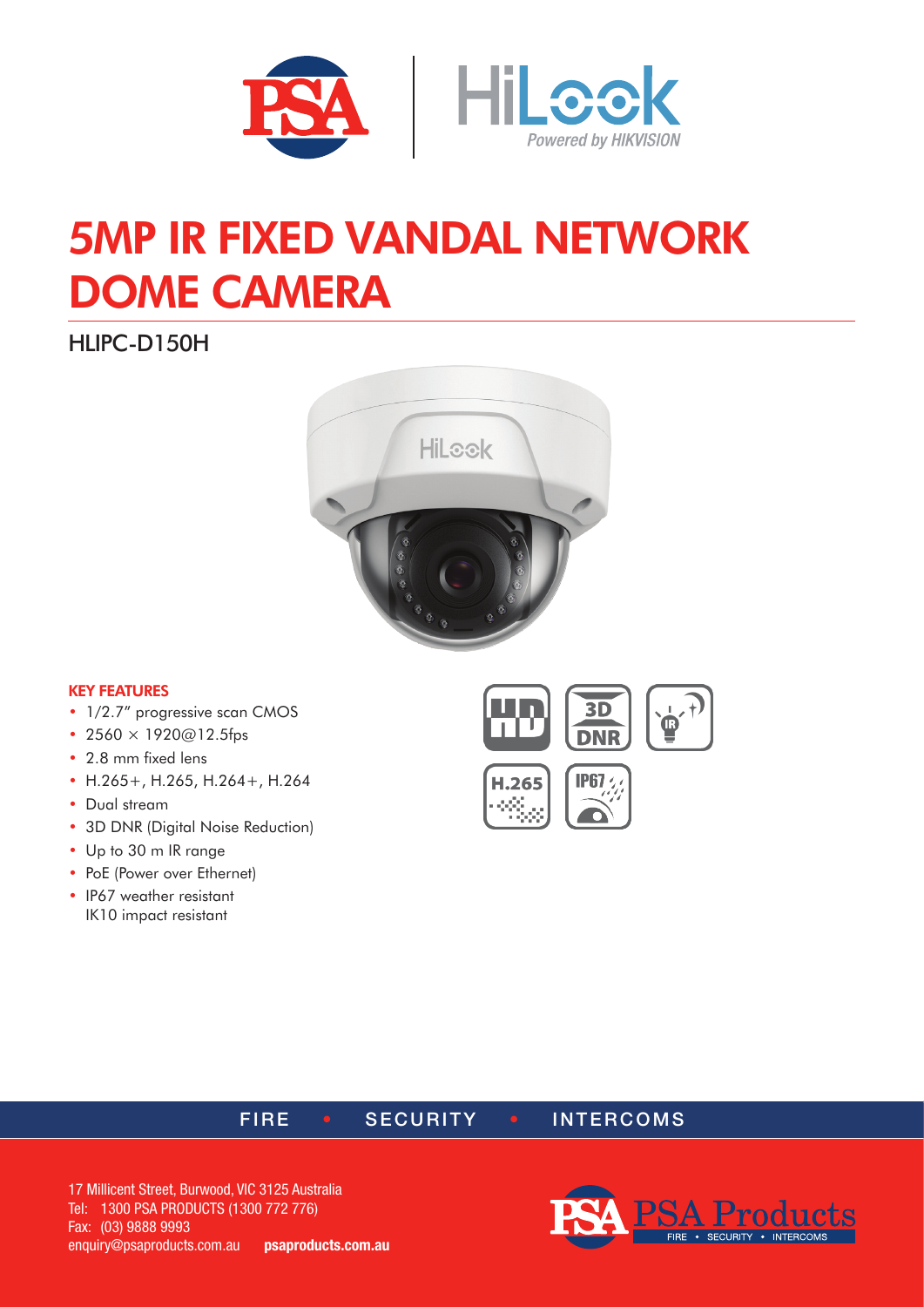# 5MP IR FIXED VANDAL NETWORK DOME CAMERA

## HLIPC-D150H

### KEY FEATURES

- 1/2.7" progressive scan CMOS
- 2560 × 1920@12.5fps
- 2.8 mm fixed lens
- H.265+, H.265, H.264+, H.264
- Dual stream
- 3D DNR (Digital Noise Reduction)
- Up to 30 m IR range
- PoE (Power over Ethernet)
- IP67 weather resistant
  IK10 impact resistant

FIRE • SECURITY • INTERCOMS

17 Millicent Street, Burwood, VIC 3125 Australia
Tel: 1300 PSA PRODUCTS (1300 772 776)
Fax: (03) 9888 9993
enquiry@psaproducts.com.au **psaproducts.com.au**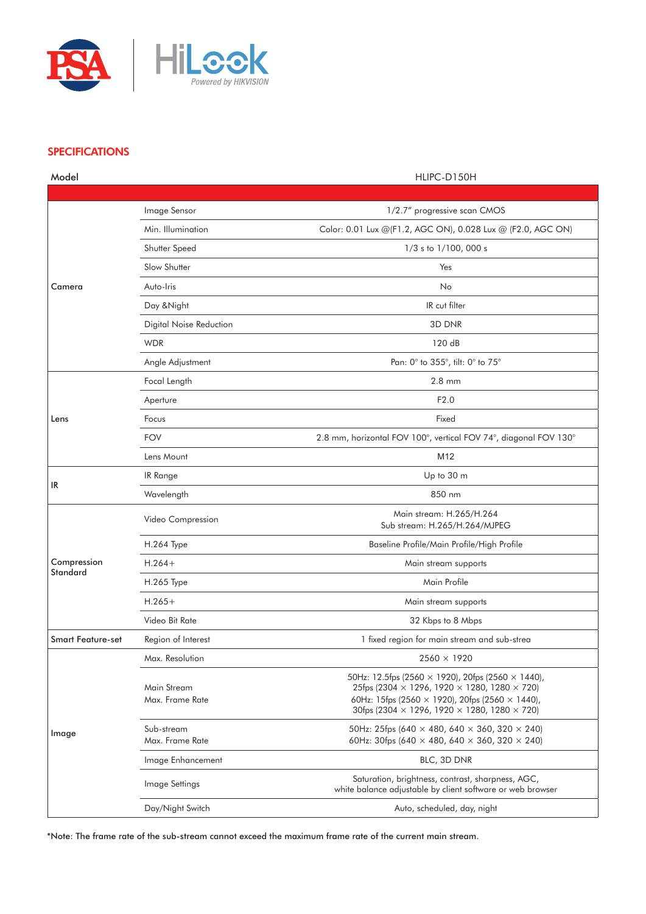## SPECIFICATIONS

| Model | | HLIPC-D150H |
|---|---|---|
| Camera | Image Sensor | 1/2.7" progressive scan CMOS |
| | Min. Illumination | Color: 0.01 Lux @(F1.2, AGC ON), 0.028 Lux @ (F2.0, AGC ON) |
| | Shutter Speed | 1/3 s to 1/100, 000 s |
| | Slow Shutter | Yes |
| | Auto-Iris | No |
| | Day &Night | IR cut filter |
| | Digital Noise Reduction | 3D DNR |
| | WDR | 120 dB |
| | Angle Adjustment | Pan: 0° to 355°, tilt: 0° to 75° |
| Lens | Focal Length | 2.8 mm |
| | Aperture | F2.0 |
| | Focus | Fixed |
| | FOV | 2.8 mm, horizontal FOV 100°, vertical FOV 74°, diagonal FOV 130° |
| | Lens Mount | M12 |
| IR | IR Range | Up to 30 m |
| | Wavelength | 850 nm |
| Compression Standard | Video Compression | Main stream: H.265/H.264<br>Sub stream: H.265/H.264/MJPEG |
| | H.264 Type | Baseline Profile/Main Profile/High Profile |
| | H.264+ | Main stream supports |
| | H.265 Type | Main Profile |
| | H.265+ | Main stream supports |
| | Video Bit Rate | 32 Kbps to 8 Mbps |
| **Smart Feature-set** | Region of Interest | 1 fixed region for main stream and sub-strea |
| Image | Max. Resolution | 2560 × 1920 |
| | Main Stream<br>Max. Frame Rate | 50Hz: 12.5fps (2560 × 1920), 20fps (2560 × 1440),<br>25fps (2304 × 1296, 1920 × 1280, 1280 × 720)<br>60Hz: 15fps (2560 × 1920), 20fps (2560 × 1440),<br>30fps (2304 × 1296, 1920 × 1280, 1280 × 720) |
| | Sub-stream<br>Max. Frame Rate | 50Hz: 25fps (640 × 480, 640 × 360, 320 × 240)<br>60Hz: 30fps (640 × 480, 640 × 360, 320 × 240) |
| | Image Enhancement | BLC, 3D DNR |
| | Image Settings | Saturation, brightness, contrast, sharpness, AGC,<br>white balance adjustable by client software or web browser |
| | Day/Night Switch | Auto, scheduled, day, night |

*Note: The frame rate of the sub-stream cannot exceed the maximum frame rate of the current main stream.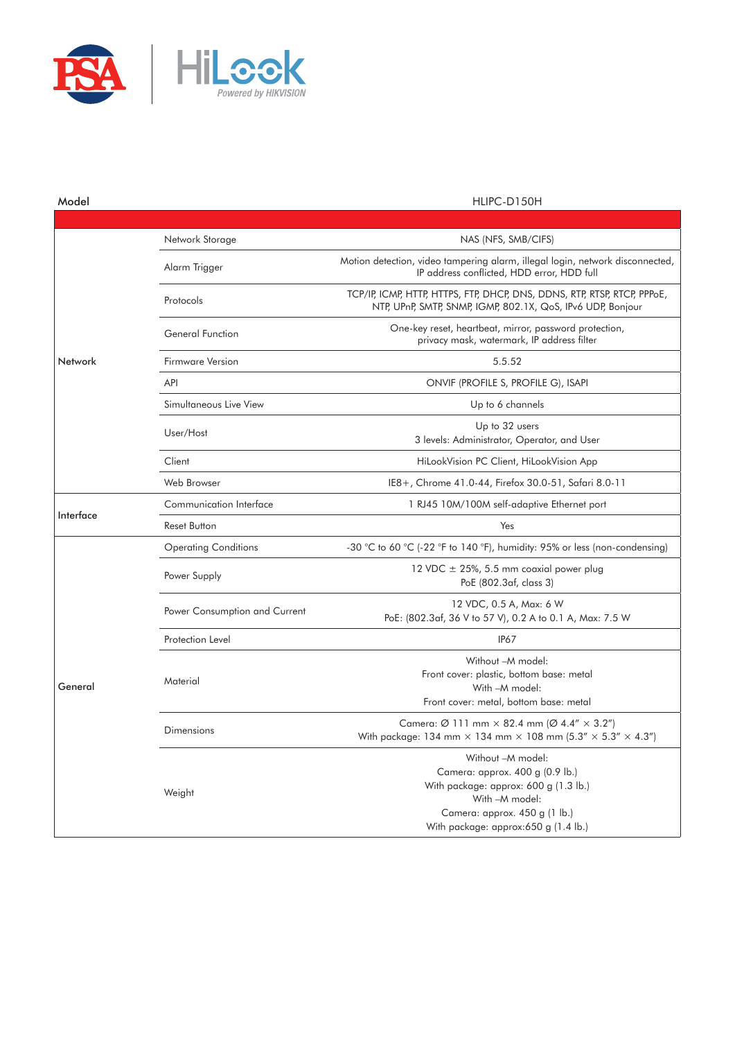| Model | | HLIPC-D150H |
|---|---|---|
| Network | Network Storage | NAS (NFS, SMB/CIFS) |
| | Alarm Trigger | Motion detection, video tampering alarm, illegal login, network disconnected, IP address conflicted, HDD error, HDD full |
| | Protocols | TCP/IP, ICMP, HTTP, HTTPS, FTP, DHCP, DNS, DDNS, RTP, RTSP, RTCP, PPPoE, NTP, UPnP, SMTP, SNMP, IGMP, 802.1X, QoS, IPv6 UDP, Bonjour |
| | General Function | One-key reset, heartbeat, mirror, password protection, privacy mask, watermark, IP address filter |
| | Firmware Version | 5.5.52 |
| | API | ONVIF (PROFILE S, PROFILE G), ISAPI |
| | Simultaneous Live View | Up to 6 channels |
| | User/Host | Up to 32 users<br>3 levels: Administrator, Operator, and User |
| | Client | HiLookVision PC Client, HiLookVision App |
| | Web Browser | IE8+, Chrome 41.0-44, Firefox 30.0-51, Safari 8.0-11 |
| Interface | Communication Interface | 1 RJ45 10M/100M self-adaptive Ethernet port |
| | Reset Button | Yes |
| General | Operating Conditions | -30 °C to 60 °C (-22 °F to 140 °F), humidity: 95% or less (non-condensing) |
| | Power Supply | 12 VDC ± 25%, 5.5 mm coaxial power plug<br>PoE (802.3af, class 3) |
| | Power Consumption and Current | 12 VDC, 0.5 A, Max: 6 W<br>PoE: (802.3af, 36 V to 57 V), 0.2 A to 0.1 A, Max: 7.5 W |
| | Protection Level | IP67 |
| | Material | Without –M model:<br>Front cover: plastic, bottom base: metal<br>With –M model:<br>Front cover: metal, bottom base: metal |
| | Dimensions | Camera: Ø 111 mm × 82.4 mm (Ø 4.4" × 3.2")<br>With package: 134 mm × 134 mm × 108 mm (5.3" × 5.3" × 4.3") |
| | Weight | Without –M model:<br>Camera: approx. 400 g (0.9 lb.)<br>With package: approx: 600 g (1.3 lb.)<br>With –M model:<br>Camera: approx. 450 g (1 lb.)<br>With package: approx:650 g (1.4 lb.) |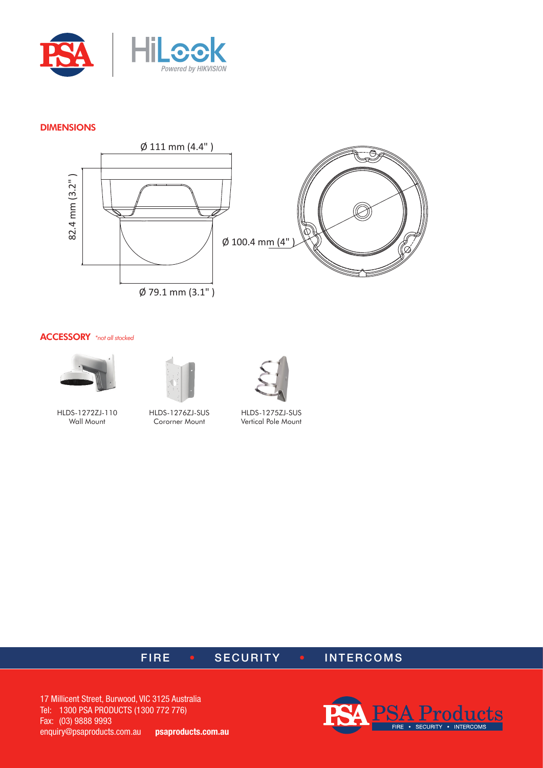## DIMENSIONS

Ø 111 mm (4.4" )

82.4 mm (3.2" )

Ø 100.4 mm (4" )

Ø 79.1 mm (3.1" )

## ACCESSORY *\*not all stocked*

HLDS-1272ZJ-110
Wall Mount

HLDS-1276ZJ-SUS
Cororner Mount

HLDS-1275ZJ-SUS
Vertical Pole Mount

FIRE • SECURITY • INTERCOMS

17 Millicent Street, Burwood, VIC 3125 Australia
Tel: 1300 PSA PRODUCTS (1300 772 776)
Fax: (03) 9888 9993
enquiry@psaproducts.com.au **psaproducts.com.au**